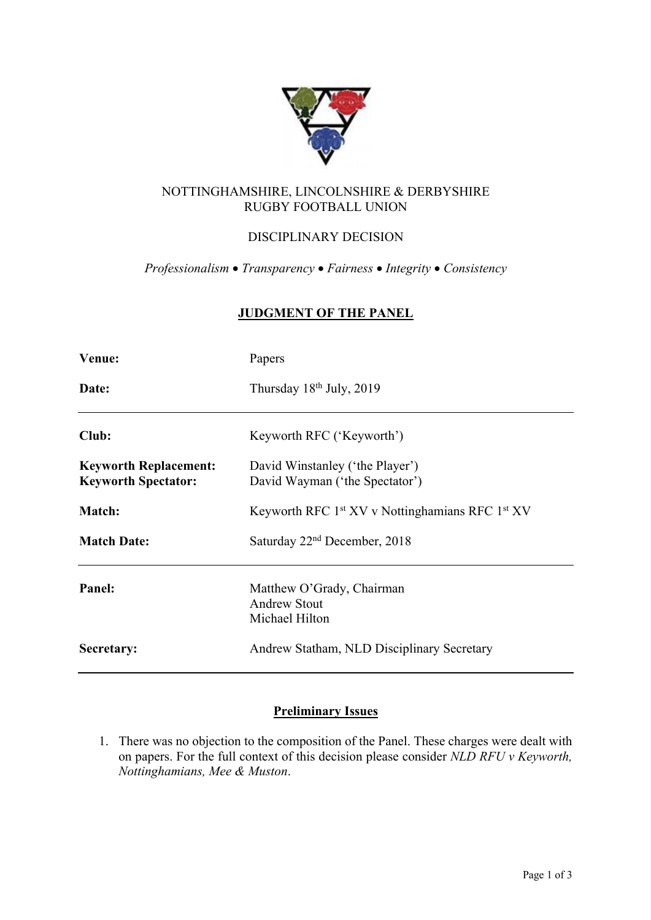NOTTINGHAMSHIRE, LINCOLNSHIRE & DERBYSHIRE
RUGBY FOOTBALL UNION

DISCIPLINARY DECISION

*Professionalism • Transparency • Fairness • Integrity • Consistency*

## JUDGMENT OF THE PANEL

| | |
|---|---|
| **Venue:** | Papers |
| **Date:** | Thursday 18th July, 2019 |
| **Club:** | Keyworth RFC ('Keyworth') |
| **Keyworth Replacement:** | David Winstanley ('the Player') |
| **Keyworth Spectator:** | David Wayman ('the Spectator') |
| **Match:** | Keyworth RFC 1st XV v Nottinghamians RFC 1st XV |
| **Match Date:** | Saturday 22nd December, 2018 |
| **Panel:** | Matthew O'Grady, Chairman<br>Andrew Stout<br>Michael Hilton |
| **Secretary:** | Andrew Statham, NLD Disciplinary Secretary |

### Preliminary Issues

1. There was no objection to the composition of the Panel. These charges were dealt with on papers. For the full context of this decision please consider *NLD RFU v Keyworth, Nottinghamians, Mee & Muston*.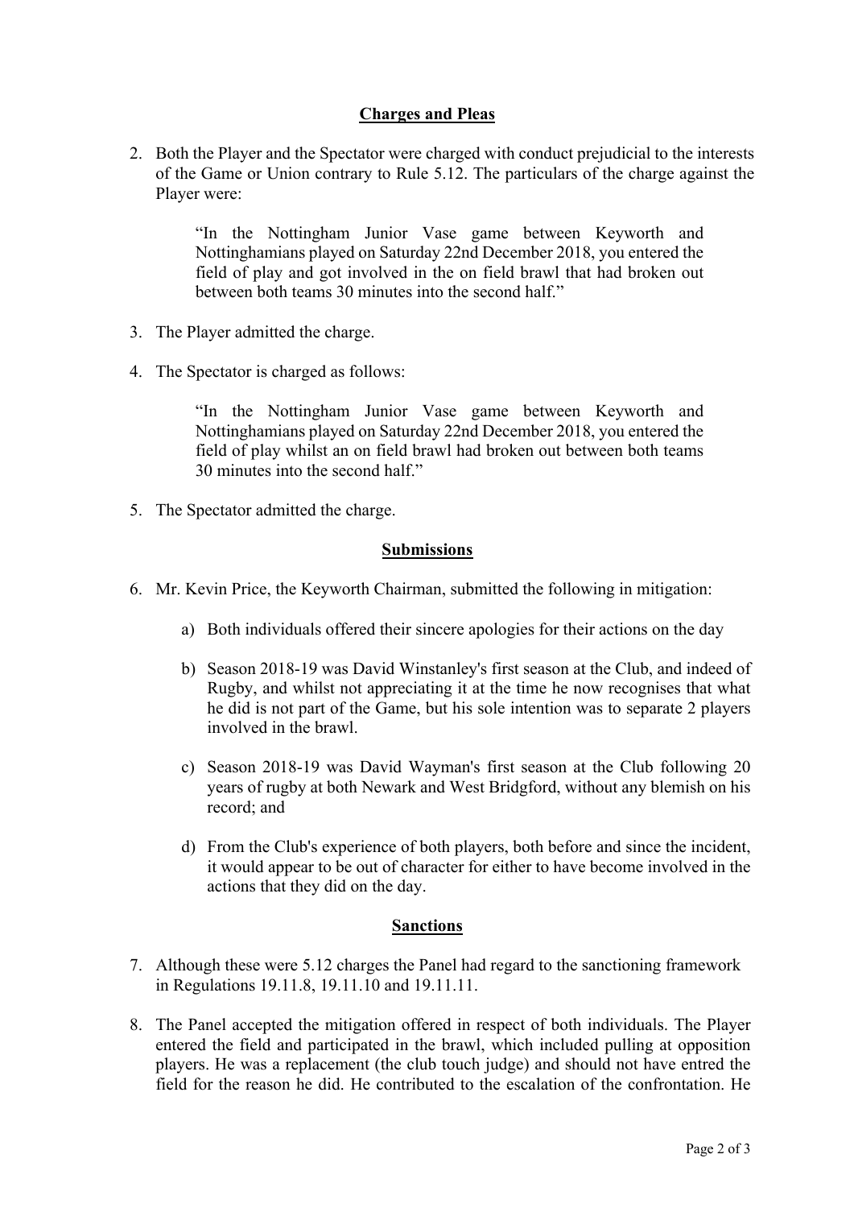## Charges and Pleas

2. Both the Player and the Spectator were charged with conduct prejudicial to the interests of the Game or Union contrary to Rule 5.12. The particulars of the charge against the Player were:

> "In the Nottingham Junior Vase game between Keyworth and Nottinghamians played on Saturday 22nd December 2018, you entered the field of play and got involved in the on field brawl that had broken out between both teams 30 minutes into the second half."

3. The Player admitted the charge.

4. The Spectator is charged as follows:

> "In the Nottingham Junior Vase game between Keyworth and Nottinghamians played on Saturday 22nd December 2018, you entered the field of play whilst an on field brawl had broken out between both teams 30 minutes into the second half."

5. The Spectator admitted the charge.

## Submissions

6. Mr. Kevin Price, the Keyworth Chairman, submitted the following in mitigation:

   a) Both individuals offered their sincere apologies for their actions on the day

   b) Season 2018-19 was David Winstanley's first season at the Club, and indeed of Rugby, and whilst not appreciating it at the time he now recognises that what he did is not part of the Game, but his sole intention was to separate 2 players involved in the brawl.

   c) Season 2018-19 was David Wayman's first season at the Club following 20 years of rugby at both Newark and West Bridgford, without any blemish on his record; and

   d) From the Club's experience of both players, both before and since the incident, it would appear to be out of character for either to have become involved in the actions that they did on the day.

## Sanctions

7. Although these were 5.12 charges the Panel had regard to the sanctioning framework in Regulations 19.11.8, 19.11.10 and 19.11.11.

8. The Panel accepted the mitigation offered in respect of both individuals. The Player entered the field and participated in the brawl, which included pulling at opposition players. He was a replacement (the club touch judge) and should not have entred the field for the reason he did. He contributed to the escalation of the confrontation. He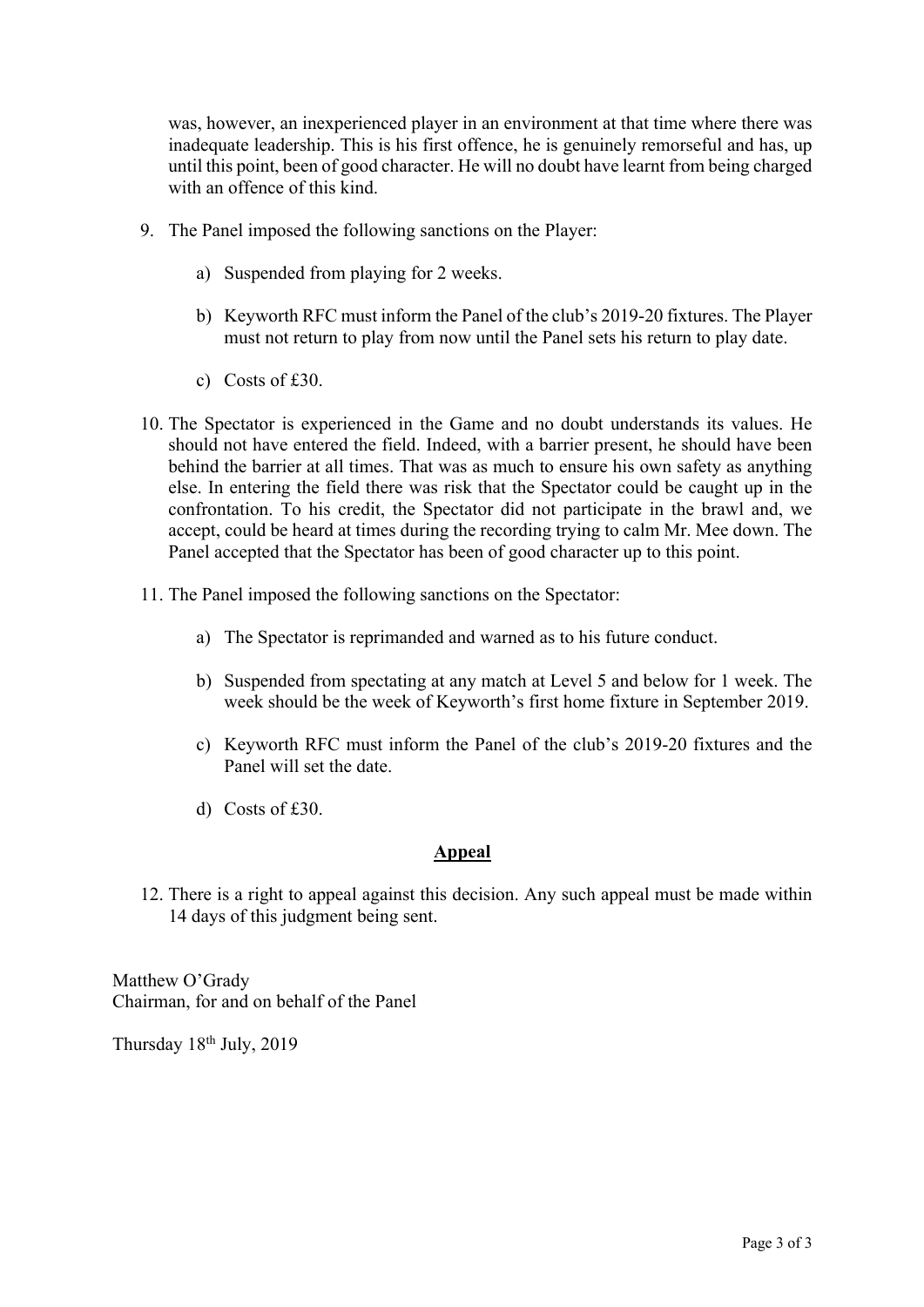was, however, an inexperienced player in an environment at that time where there was inadequate leadership. This is his first offence, he is genuinely remorseful and has, up until this point, been of good character. He will no doubt have learnt from being charged with an offence of this kind.

9. The Panel imposed the following sanctions on the Player:

    a) Suspended from playing for 2 weeks.

    b) Keyworth RFC must inform the Panel of the club's 2019-20 fixtures. The Player must not return to play from now until the Panel sets his return to play date.

    c) Costs of £30.

10. The Spectator is experienced in the Game and no doubt understands its values. He should not have entered the field. Indeed, with a barrier present, he should have been behind the barrier at all times. That was as much to ensure his own safety as anything else. In entering the field there was risk that the Spectator could be caught up in the confrontation. To his credit, the Spectator did not participate in the brawl and, we accept, could be heard at times during the recording trying to calm Mr. Mee down. The Panel accepted that the Spectator has been of good character up to this point.

11. The Panel imposed the following sanctions on the Spectator:

    a) The Spectator is reprimanded and warned as to his future conduct.

    b) Suspended from spectating at any match at Level 5 and below for 1 week. The week should be the week of Keyworth's first home fixture in September 2019.

    c) Keyworth RFC must inform the Panel of the club's 2019-20 fixtures and the Panel will set the date.

    d) Costs of £30.

## **Appeal**

12. There is a right to appeal against this decision. Any such appeal must be made within 14 days of this judgment being sent.

Matthew O'Grady
Chairman, for and on behalf of the Panel

Thursday 18th July, 2019